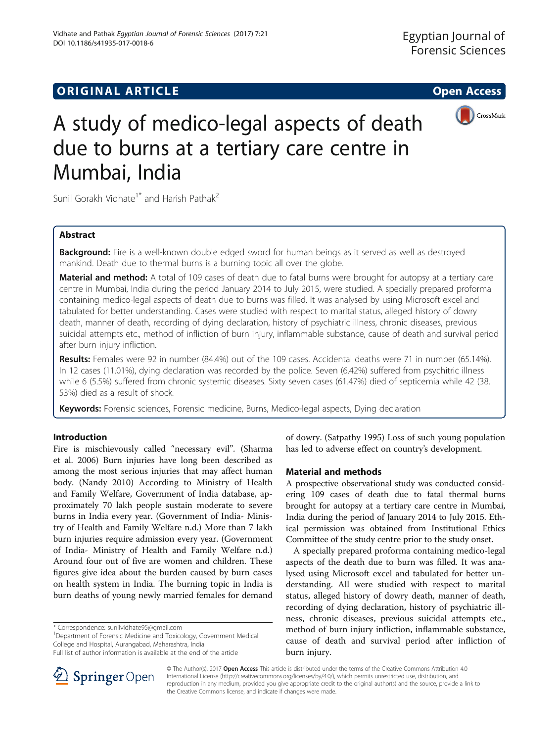ORIGINAL ARTICLE

Open Access

# A study of medico-legal aspects of death due to burns at a tertiary care centre in Mumbai, India

Sunil Gorakh Vidhate[1*] and Harish Pathak[2]

## Abstract

**Background:** Fire is a well-known double edged sword for human beings as it served as well as destroyed mankind. Death due to thermal burns is a burning topic all over the globe.

**Material and method:** A total of 109 cases of death due to fatal burns were brought for autopsy at a tertiary care centre in Mumbai, India during the period January 2014 to July 2015, were studied. A specially prepared proforma containing medico-legal aspects of death due to burns was filled. It was analysed by using Microsoft excel and tabulated for better understanding. Cases were studied with respect to marital status, alleged history of dowry death, manner of death, recording of dying declaration, history of psychiatric illness, chronic diseases, previous suicidal attempts etc., method of infliction of burn injury, inflammable substance, cause of death and survival period after burn injury infliction.

**Results:** Females were 92 in number (84.4%) out of the 109 cases. Accidental deaths were 71 in number (65.14%). In 12 cases (11.01%), dying declaration was recorded by the police. Seven (6.42%) suffered from psychitric illness while 6 (5.5%) suffered from chronic systemic diseases. Sixty seven cases (61.47%) died of septicemia while 42 (38.53%) died as a result of shock.

**Keywords:** Forensic sciences, Forensic medicine, Burns, Medico-legal aspects, Dying declaration

## Introduction

Fire is mischievously called "necessary evil". (Sharma et al. 2006) Burn injuries have long been described as among the most serious injuries that may affect human body. (Nandy 2010) According to Ministry of Health and Family Welfare, Government of India database, approximately 70 lakh people sustain moderate to severe burns in India every year. (Government of India- Ministry of Health and Family Welfare n.d.) More than 7 lakh burn injuries require admission every year. (Government of India- Ministry of Health and Family Welfare n.d.) Around four out of five are women and children. These figures give idea about the burden caused by burn cases on health system in India. The burning topic in India is burn deaths of young newly married females for demand of dowry. (Satpathy 1995) Loss of such young population has led to adverse effect on country's development.

## Material and methods

A prospective observational study was conducted considering 109 cases of death due to fatal thermal burns brought for autopsy at a tertiary care centre in Mumbai, India during the period of January 2014 to July 2015. Ethical permission was obtained from Institutional Ethics Committee of the study centre prior to the study onset.

A specially prepared proforma containing medico-legal aspects of the death due to burn was filled. It was analysed using Microsoft excel and tabulated for better understanding. All were studied with respect to marital status, alleged history of dowry death, manner of death, recording of dying declaration, history of psychiatric illness, chronic diseases, previous suicidal attempts etc., method of burn injury infliction, inflammable substance, cause of death and survival period after infliction of burn injury.

\* Correspondence: sunilvidhate95@gmail.com
[1]Department of Forensic Medicine and Toxicology, Government Medical College and Hospital, Aurangabad, Maharashtra, India
Full list of author information is available at the end of the article

© The Author(s). 2017 **Open Access** This article is distributed under the terms of the Creative Commons Attribution 4.0 International License (http://creativecommons.org/licenses/by/4.0/), which permits unrestricted use, distribution, and reproduction in any medium, provided you give appropriate credit to the original author(s) and the source, provide a link to the Creative Commons license, and indicate if changes were made.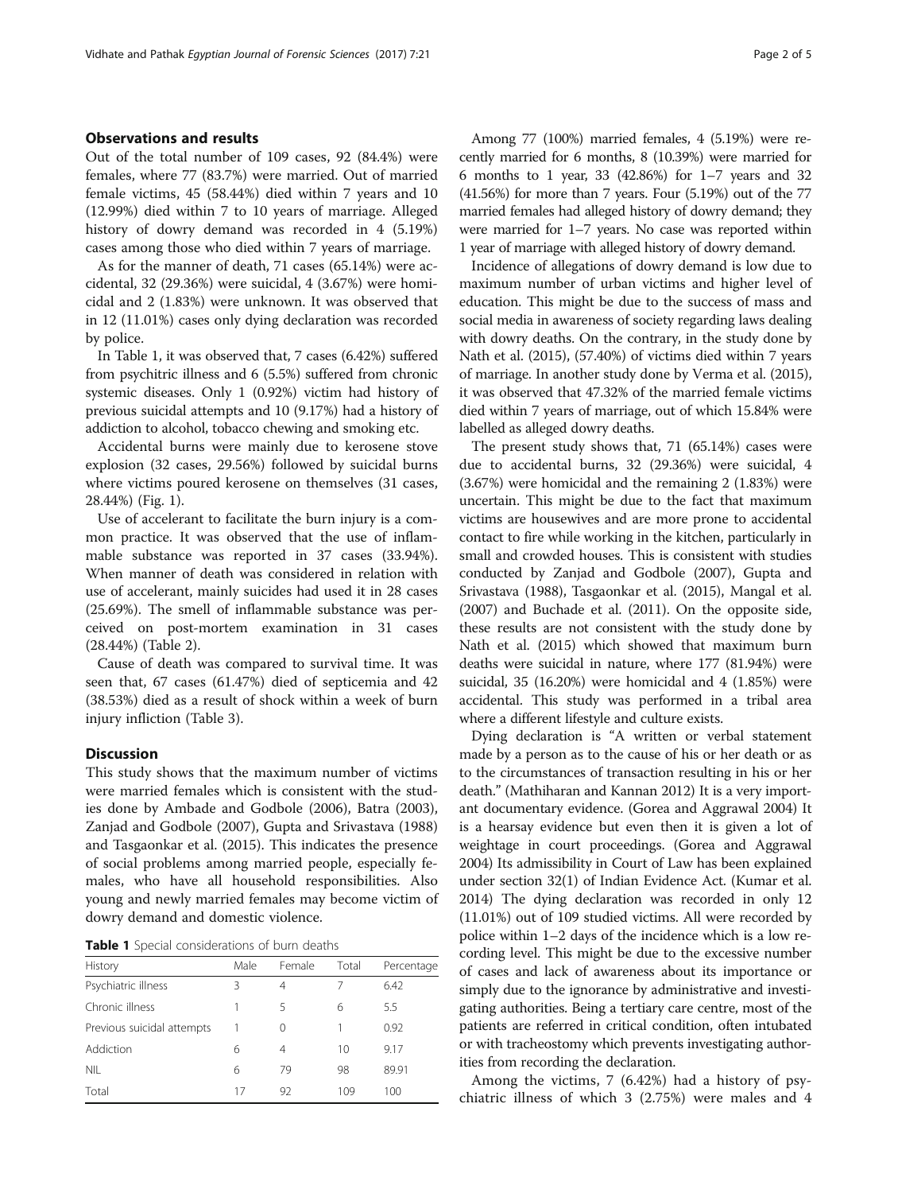## Observations and results

Out of the total number of 109 cases, 92 (84.4%) were females, where 77 (83.7%) were married. Out of married female victims, 45 (58.44%) died within 7 years and 10 (12.99%) died within 7 to 10 years of marriage. Alleged history of dowry demand was recorded in 4 (5.19%) cases among those who died within 7 years of marriage.

As for the manner of death, 71 cases (65.14%) were accidental, 32 (29.36%) were suicidal, 4 (3.67%) were homicidal and 2 (1.83%) were unknown. It was observed that in 12 (11.01%) cases only dying declaration was recorded by police.

In Table 1, it was observed that, 7 cases (6.42%) suffered from psychitric illness and 6 (5.5%) suffered from chronic systemic diseases. Only 1 (0.92%) victim had history of previous suicidal attempts and 10 (9.17%) had a history of addiction to alcohol, tobacco chewing and smoking etc.

Accidental burns were mainly due to kerosene stove explosion (32 cases, 29.56%) followed by suicidal burns where victims poured kerosene on themselves (31 cases, 28.44%) (Fig. 1).

Use of accelerant to facilitate the burn injury is a common practice. It was observed that the use of inflammable substance was reported in 37 cases (33.94%). When manner of death was considered in relation with use of accelerant, mainly suicides had used it in 28 cases (25.69%). The smell of inflammable substance was perceived on post-mortem examination in 31 cases (28.44%) (Table 2).

Cause of death was compared to survival time. It was seen that, 67 cases (61.47%) died of septicemia and 42 (38.53%) died as a result of shock within a week of burn injury infliction (Table 3).

## Discussion

This study shows that the maximum number of victims were married females which is consistent with the studies done by Ambade and Godbole (2006), Batra (2003), Zanjad and Godbole (2007), Gupta and Srivastava (1988) and Tasgaonkar et al. (2015). This indicates the presence of social problems among married people, especially females, who have all household responsibilities. Also young and newly married females may become victim of dowry demand and domestic violence.

**Table 1** Special considerations of burn deaths

| History | Male | Female | Total | Percentage |
|---|---|---|---|---|
| Psychiatric illness | 3 | 4 | 7 | 6.42 |
| Chronic illness | 1 | 5 | 6 | 5.5 |
| Previous suicidal attempts | 1 | 0 | 1 | 0.92 |
| Addiction | 6 | 4 | 10 | 9.17 |
| NIL | 6 | 79 | 98 | 89.91 |
| Total | 17 | 92 | 109 | 100 |

Among 77 (100%) married females, 4 (5.19%) were recently married for 6 months, 8 (10.39%) were married for 6 months to 1 year, 33 (42.86%) for 1–7 years and 32 (41.56%) for more than 7 years. Four (5.19%) out of the 77 married females had alleged history of dowry demand; they were married for 1–7 years. No case was reported within 1 year of marriage with alleged history of dowry demand.

Incidence of allegations of dowry demand is low due to maximum number of urban victims and higher level of education. This might be due to the success of mass and social media in awareness of society regarding laws dealing with dowry deaths. On the contrary, in the study done by Nath et al. (2015), (57.40%) of victims died within 7 years of marriage. In another study done by Verma et al. (2015), it was observed that 47.32% of the married female victims died within 7 years of marriage, out of which 15.84% were labelled as alleged dowry deaths.

The present study shows that, 71 (65.14%) cases were due to accidental burns, 32 (29.36%) were suicidal, 4 (3.67%) were homicidal and the remaining 2 (1.83%) were uncertain. This might be due to the fact that maximum victims are housewives and are more prone to accidental contact to fire while working in the kitchen, particularly in small and crowded houses. This is consistent with studies conducted by Zanjad and Godbole (2007), Gupta and Srivastava (1988), Tasgaonkar et al. (2015), Mangal et al. (2007) and Buchade et al. (2011). On the opposite side, these results are not consistent with the study done by Nath et al. (2015) which showed that maximum burn deaths were suicidal in nature, where 177 (81.94%) were suicidal, 35 (16.20%) were homicidal and 4 (1.85%) were accidental. This study was performed in a tribal area where a different lifestyle and culture exists.

Dying declaration is "A written or verbal statement made by a person as to the cause of his or her death or as to the circumstances of transaction resulting in his or her death." (Mathiharan and Kannan 2012) It is a very important documentary evidence. (Gorea and Aggrawal 2004) It is a hearsay evidence but even then it is given a lot of weightage in court proceedings. (Gorea and Aggrawal 2004) Its admissibility in Court of Law has been explained under section 32(1) of Indian Evidence Act. (Kumar et al. 2014) The dying declaration was recorded in only 12 (11.01%) out of 109 studied victims. All were recorded by police within 1–2 days of the incidence which is a low recording level. This might be due to the excessive number of cases and lack of awareness about its importance or simply due to the ignorance by administrative and investigating authorities. Being a tertiary care centre, most of the patients are referred in critical condition, often intubated or with tracheostomy which prevents investigating authorities from recording the declaration.

Among the victims, 7 (6.42%) had a history of psychiatric illness of which 3 (2.75%) were males and 4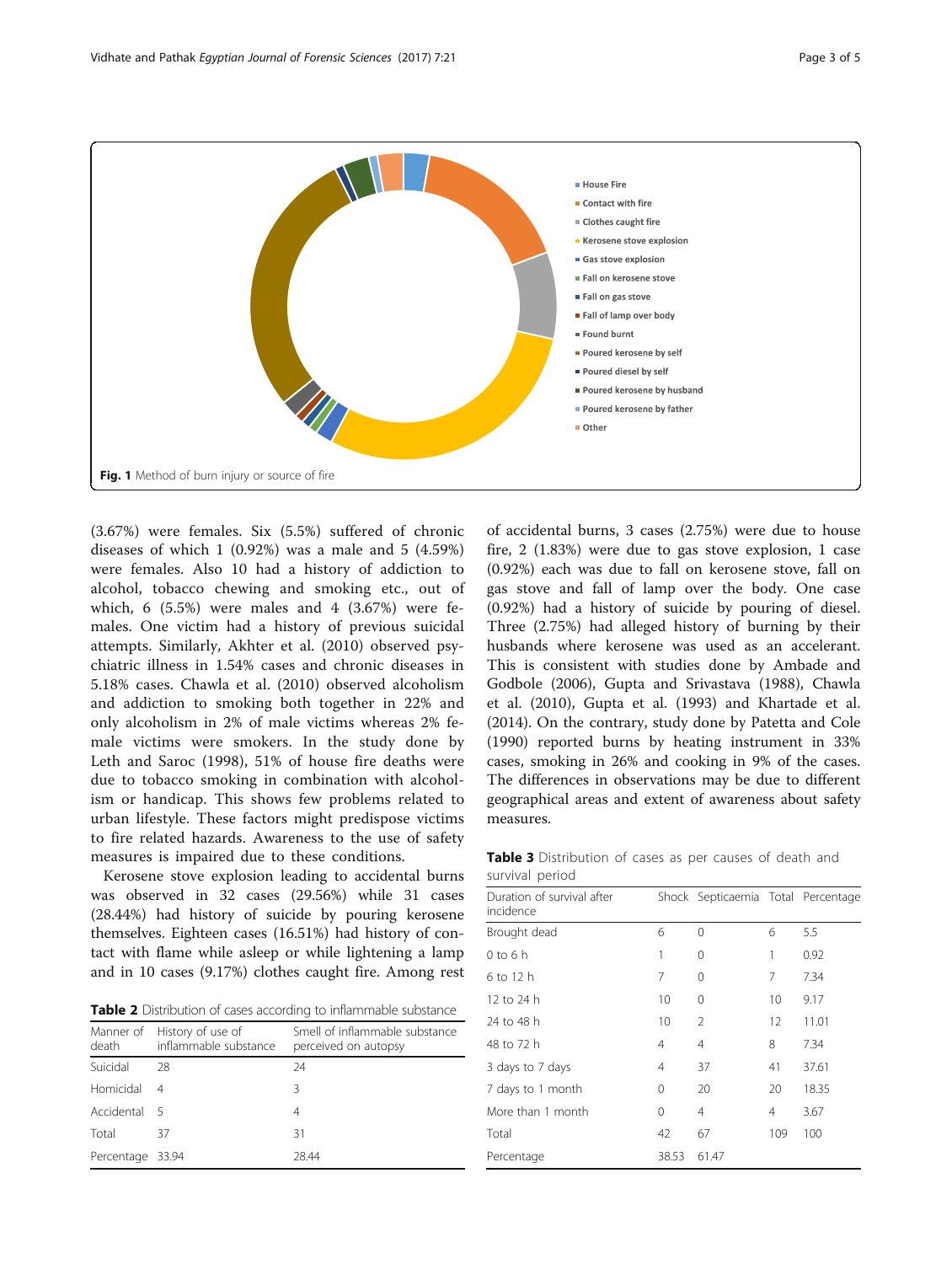Fig. 1 Method of burn injury or source of fire

(3.67%) were females. Six (5.5%) suffered of chronic diseases of which 1 (0.92%) was a male and 5 (4.59%) were females. Also 10 had a history of addiction to alcohol, tobacco chewing and smoking etc., out of which, 6 (5.5%) were males and 4 (3.67%) were females. One victim had a history of previous suicidal attempts. Similarly, Akhter et al. (2010) observed psychiatric illness in 1.54% cases and chronic diseases in 5.18% cases. Chawla et al. (2010) observed alcoholism and addiction to smoking both together in 22% and only alcoholism in 2% of male victims whereas 2% female victims were smokers. In the study done by Leth and Saroc (1998), 51% of house fire deaths were due to tobacco smoking in combination with alcoholism or handicap. This shows few problems related to urban lifestyle. These factors might predispose victims to fire related hazards. Awareness to the use of safety measures is impaired due to these conditions.

Kerosene stove explosion leading to accidental burns was observed in 32 cases (29.56%) while 31 cases (28.44%) had history of suicide by pouring kerosene themselves. Eighteen cases (16.51%) had history of contact with flame while asleep or while lightening a lamp and in 10 cases (9.17%) clothes caught fire. Among rest of accidental burns, 3 cases (2.75%) were due to house fire, 2 (1.83%) were due to gas stove explosion, 1 case (0.92%) each was due to fall on kerosene stove, fall on gas stove and fall of lamp over the body. One case (0.92%) had a history of suicide by pouring of diesel. Three (2.75%) had alleged history of burning by their husbands where kerosene was used as an accelerant. This is consistent with studies done by Ambade and Godbole (2006), Gupta and Srivastava (1988), Chawla et al. (2010), Gupta et al. (1993) and Khartade et al. (2014). On the contrary, study done by Patetta and Cole (1990) reported burns by heating instrument in 33% cases, smoking in 26% and cooking in 9% of the cases. The differences in observations may be due to different geographical areas and extent of awareness about safety measures.

**Table 2** Distribution of cases according to inflammable substance

| Manner of death | History of use of inflammable substance | Smell of inflammable substance perceived on autopsy |
|---|---|---|
| Suicidal | 28 | 24 |
| Homicidal | 4 | 3 |
| Accidental | 5 | 4 |
| Total | 37 | 31 |
| Percentage | 33.94 | 28.44 |

**Table 3** Distribution of cases as per causes of death and survival period

| Duration of survival after incidence | Shock | Septicaemia | Total | Percentage |
|---|---|---|---|---|
| Brought dead | 6 | 0 | 6 | 5.5 |
| 0 to 6 h | 1 | 0 | 1 | 0.92 |
| 6 to 12 h | 7 | 0 | 7 | 7.34 |
| 12 to 24 h | 10 | 0 | 10 | 9.17 |
| 24 to 48 h | 10 | 2 | 12 | 11.01 |
| 48 to 72 h | 4 | 4 | 8 | 7.34 |
| 3 days to 7 days | 4 | 37 | 41 | 37.61 |
| 7 days to 1 month | 0 | 20 | 20 | 18.35 |
| More than 1 month | 0 | 4 | 4 | 3.67 |
| Total | 42 | 67 | 109 | 100 |
| Percentage | 38.53 | 61.47 | | |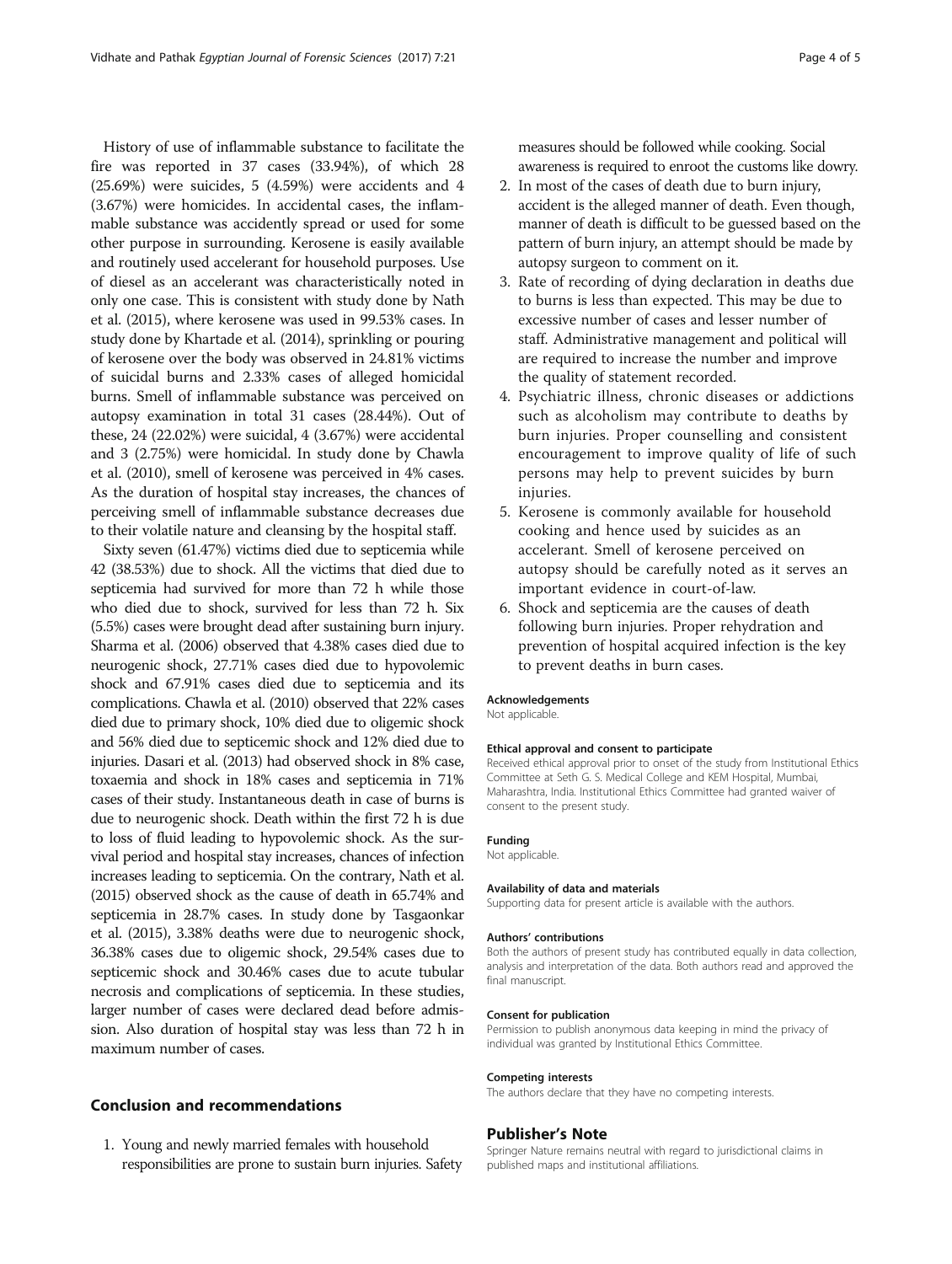History of use of inflammable substance to facilitate the fire was reported in 37 cases (33.94%), of which 28 (25.69%) were suicides, 5 (4.59%) were accidents and 4 (3.67%) were homicides. In accidental cases, the inflammable substance was accidently spread or used for some other purpose in surrounding. Kerosene is easily available and routinely used accelerant for household purposes. Use of diesel as an accelerant was characteristically noted in only one case. This is consistent with study done by Nath et al. (2015), where kerosene was used in 99.53% cases. In study done by Khartade et al. (2014), sprinkling or pouring of kerosene over the body was observed in 24.81% victims of suicidal burns and 2.33% cases of alleged homicidal burns. Smell of inflammable substance was perceived on autopsy examination in total 31 cases (28.44%). Out of these, 24 (22.02%) were suicidal, 4 (3.67%) were accidental and 3 (2.75%) were homicidal. In study done by Chawla et al. (2010), smell of kerosene was perceived in 4% cases. As the duration of hospital stay increases, the chances of perceiving smell of inflammable substance decreases due to their volatile nature and cleansing by the hospital staff.

Sixty seven (61.47%) victims died due to septicemia while 42 (38.53%) due to shock. All the victims that died due to septicemia had survived for more than 72 h while those who died due to shock, survived for less than 72 h. Six (5.5%) cases were brought dead after sustaining burn injury. Sharma et al. (2006) observed that 4.38% cases died due to neurogenic shock, 27.71% cases died due to hypovolemic shock and 67.91% cases died due to septicemia and its complications. Chawla et al. (2010) observed that 22% cases died due to primary shock, 10% died due to oligemic shock and 56% died due to septicemic shock and 12% died due to injuries. Dasari et al. (2013) had observed shock in 8% case, toxaemia and shock in 18% cases and septicemia in 71% cases of their study. Instantaneous death in case of burns is due to neurogenic shock. Death within the first 72 h is due to loss of fluid leading to hypovolemic shock. As the survival period and hospital stay increases, chances of infection increases leading to septicemia. On the contrary, Nath et al. (2015) observed shock as the cause of death in 65.74% and septicemia in 28.7% cases. In study done by Tasgaonkar et al. (2015), 3.38% deaths were due to neurogenic shock, 36.38% cases due to oligemic shock, 29.54% cases due to septicemic shock and 30.46% cases due to acute tubular necrosis and complications of septicemia. In these studies, larger number of cases were declared dead before admission. Also duration of hospital stay was less than 72 h in maximum number of cases.

## Conclusion and recommendations

1. Young and newly married females with household responsibilities are prone to sustain burn injuries. Safety measures should be followed while cooking. Social awareness is required to enroot the customs like dowry.
2. In most of the cases of death due to burn injury, accident is the alleged manner of death. Even though, manner of death is difficult to be guessed based on the pattern of burn injury, an attempt should be made by autopsy surgeon to comment on it.
3. Rate of recording of dying declaration in deaths due to burns is less than expected. This may be due to excessive number of cases and lesser number of staff. Administrative management and political will are required to increase the number and improve the quality of statement recorded.
4. Psychiatric illness, chronic diseases or addictions such as alcoholism may contribute to deaths by burn injuries. Proper counselling and consistent encouragement to improve quality of life of such persons may help to prevent suicides by burn injuries.
5. Kerosene is commonly available for household cooking and hence used by suicides as an accelerant. Smell of kerosene perceived on autopsy should be carefully noted as it serves an important evidence in court-of-law.
6. Shock and septicemia are the causes of death following burn injuries. Proper rehydration and prevention of hospital acquired infection is the key to prevent deaths in burn cases.

#### Acknowledgements
Not applicable.

#### Ethical approval and consent to participate
Received ethical approval prior to onset of the study from Institutional Ethics Committee at Seth G. S. Medical College and KEM Hospital, Mumbai, Maharashtra, India. Institutional Ethics Committee had granted waiver of consent to the present study.

#### Funding
Not applicable.

#### Availability of data and materials
Supporting data for present article is available with the authors.

#### Authors' contributions
Both the authors of present study has contributed equally in data collection, analysis and interpretation of the data. Both authors read and approved the final manuscript.

#### Consent for publication
Permission to publish anonymous data keeping in mind the privacy of individual was granted by Institutional Ethics Committee.

#### Competing interests
The authors declare that they have no competing interests.

## Publisher's Note
Springer Nature remains neutral with regard to jurisdictional claims in published maps and institutional affiliations.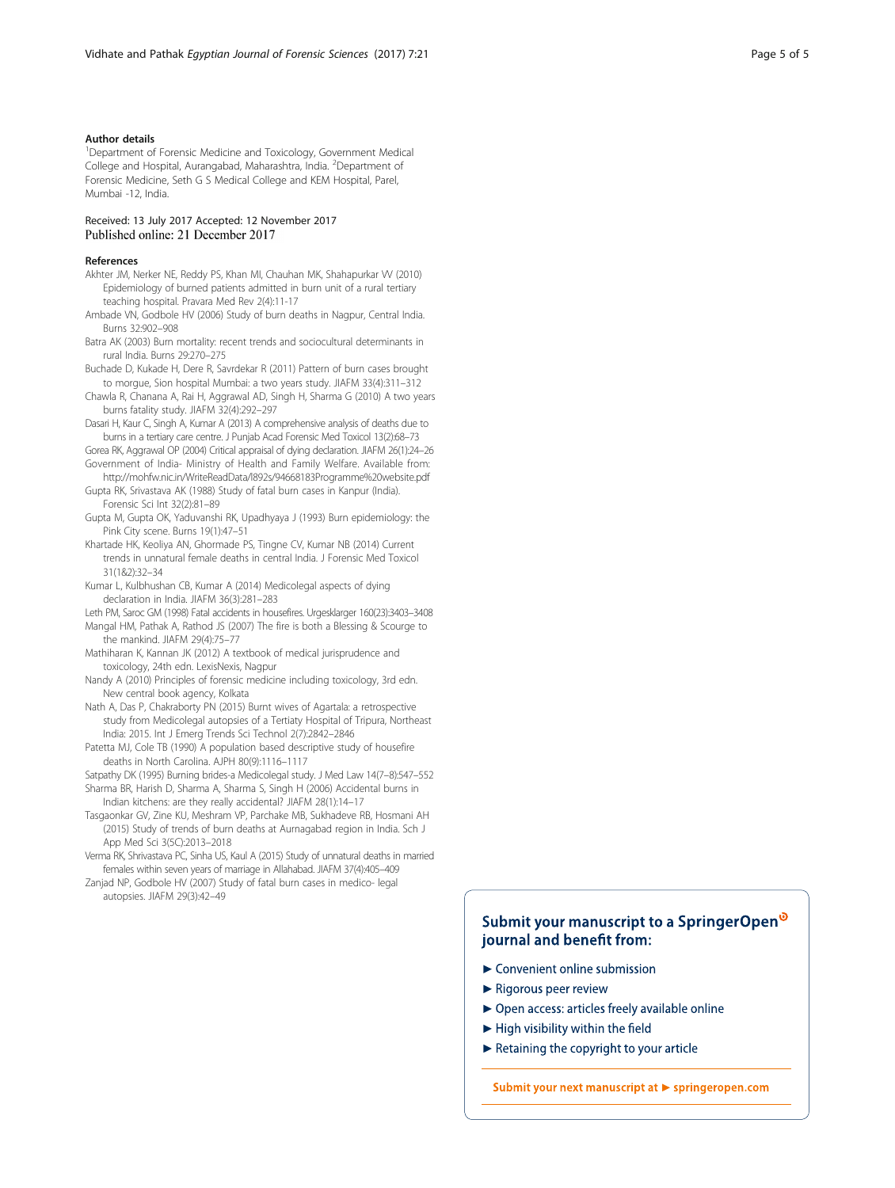#### Author details

[1]Department of Forensic Medicine and Toxicology, Government Medical College and Hospital, Aurangabad, Maharashtra, India. [2]Department of Forensic Medicine, Seth G S Medical College and KEM Hospital, Parel, Mumbai -12, India.

Received: 13 July 2017 Accepted: 12 November 2017
Published online: 21 December 2017

#### References

Akhter JM, Nerker NE, Reddy PS, Khan MI, Chauhan MK, Shahapurkar VV (2010) Epidemiology of burned patients admitted in burn unit of a rural tertiary teaching hospital. Pravara Med Rev 2(4):11-17

Ambade VN, Godbole HV (2006) Study of burn deaths in Nagpur, Central India. Burns 32:902–908

Batra AK (2003) Burn mortality: recent trends and sociocultural determinants in rural India. Burns 29:270–275

Buchade D, Kukade H, Dere R, Savrdekar R (2011) Pattern of burn cases brought to morgue, Sion hospital Mumbai: a two years study. JIAFM 33(4):311–312

Chawla R, Chanana A, Rai H, Aggrawal AD, Singh H, Sharma G (2010) A two years burns fatality study. JIAFM 32(4):292–297

Dasari H, Kaur C, Singh A, Kumar A (2013) A comprehensive analysis of deaths due to burns in a tertiary care centre. J Punjab Acad Forensic Med Toxicol 13(2):68–73

Gorea RK, Aggrawal OP (2004) Critical appraisal of dying declaration. JIAFM 26(1):24–26

Government of India- Ministry of Health and Family Welfare. Available from: http://mohfw.nic.in/WriteReadData/l892s/94668183Programme%20website.pdf

Gupta RK, Srivastava AK (1988) Study of fatal burn cases in Kanpur (India). Forensic Sci Int 32(2):81–89

Gupta M, Gupta OK, Yaduvanshi RK, Upadhyaya J (1993) Burn epidemiology: the Pink City scene. Burns 19(1):47–51

Khartade HK, Keoliya AN, Ghormade PS, Tingne CV, Kumar NB (2014) Current trends in unnatural female deaths in central India. J Forensic Med Toxicol 31(1&2):32–34

Kumar L, Kulbhushan CB, Kumar A (2014) Medicolegal aspects of dying declaration in India. JIAFM 36(3):281–283

Leth PM, Saroc GM (1998) Fatal accidents in housefires. Urgesklarger 160(23):3403–3408

Mangal HM, Pathak A, Rathod JS (2007) The fire is both a Blessing & Scourge to the mankind. JIAFM 29(4):75–77

Mathiharan K, Kannan JK (2012) A textbook of medical jurisprudence and toxicology, 24th edn. LexisNexis, Nagpur

Nandy A (2010) Principles of forensic medicine including toxicology, 3rd edn. New central book agency, Kolkata

Nath A, Das P, Chakraborty PN (2015) Burnt wives of Agartala: a retrospective study from Medicolegal autopsies of a Tertiaty Hospital of Tripura, Northeast India: 2015. Int J Emerg Trends Sci Technol 2(7):2842–2846

Patetta MJ, Cole TB (1990) A population based descriptive study of housefire deaths in North Carolina. AJPH 80(9):1116–1117

Satpathy DK (1995) Burning brides-a Medicolegal study. J Med Law 14(7–8):547–552

Sharma BR, Harish D, Sharma A, Sharma S, Singh H (2006) Accidental burns in Indian kitchens: are they really accidental? JIAFM 28(1):14–17

Tasgaonkar GV, Zine KU, Meshram VP, Parchake MB, Sukhadeve RB, Hosmani AH (2015) Study of trends of burn deaths at Aurnagabad region in India. Sch J App Med Sci 3(5C):2013–2018

Verma RK, Shrivastava PC, Sinha US, Kaul A (2015) Study of unnatural deaths in married females within seven years of marriage in Allahabad. JIAFM 37(4):405–409

Zanjad NP, Godbole HV (2007) Study of fatal burn cases in medico- legal autopsies. JIAFM 29(3):42–49

**Submit your manuscript to a SpringerOpen journal and benefit from:**

- ► Convenient online submission
- ► Rigorous peer review
- ► Open access: articles freely available online
- ► High visibility within the field
- ► Retaining the copyright to your article

**Submit your next manuscript at ► springeropen.com**